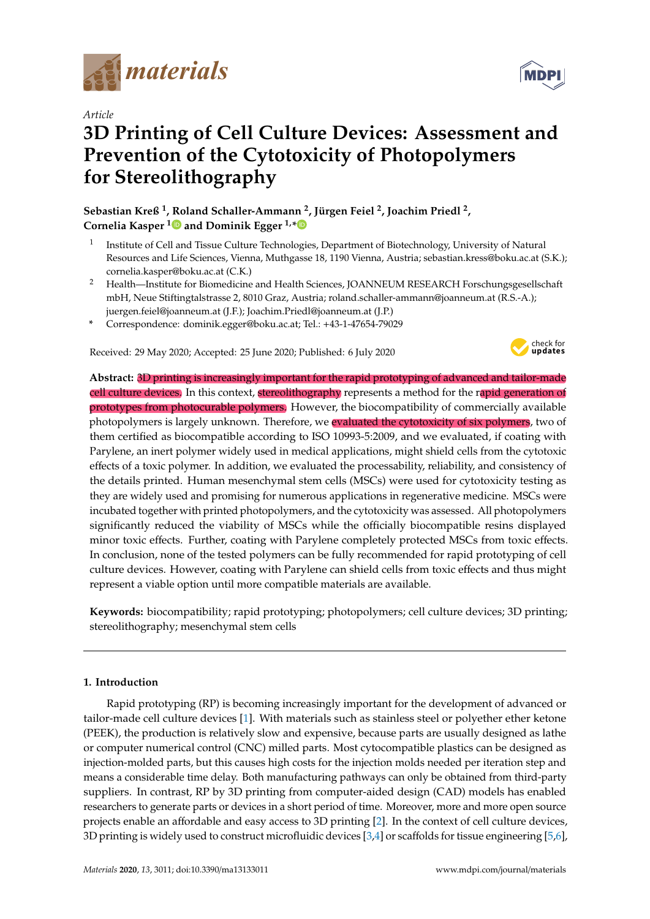*Article*

# 3D Printing of Cell Culture Devices: Assessment and Prevention of the Cytotoxicity of Photopolymers for Stereolithography

**Sebastian Kreß [1], Roland Schaller-Ammann [2], Jürgen Feiel [2], Joachim Priedl [2], Cornelia Kasper [1] and Dominik Egger [1,*]**

[1] Institute of Cell and Tissue Culture Technologies, Department of Biotechnology, University of Natural Resources and Life Sciences, Vienna, Muthgasse 18, 1190 Vienna, Austria; sebastian.kress@boku.ac.at (S.K.); cornelia.kasper@boku.ac.at (C.K.)

[2] Health—Institute for Biomedicine and Health Sciences, JOANNEUM RESEARCH Forschungsgesellschaft mbH, Neue Stiftingtalstrasse 2, 8010 Graz, Austria; roland.schaller-ammann@joanneum.at (R.S.-A.); juergen.feiel@joanneum.at (J.F.); Joachim.Priedl@joanneum.at (J.P.)

\* Correspondence: dominik.egger@boku.ac.at; Tel.: +43-1-47654-79029

Received: 29 May 2020; Accepted: 25 June 2020; Published: 6 July 2020

**Abstract:** 3D printing is increasingly important for the rapid prototyping of advanced and tailor-made cell culture devices. In this context, stereolithography represents a method for the rapid generation of prototypes from photocurable polymers. However, the biocompatibility of commercially available photopolymers is largely unknown. Therefore, we evaluated the cytotoxicity of six polymers, two of them certified as biocompatible according to ISO 10993-5:2009, and we evaluated, if coating with Parylene, an inert polymer widely used in medical applications, might shield cells from the cytotoxic effects of a toxic polymer. In addition, we evaluated the processability, reliability, and consistency of the details printed. Human mesenchymal stem cells (MSCs) were used for cytotoxicity testing as they are widely used and promising for numerous applications in regenerative medicine. MSCs were incubated together with printed photopolymers, and the cytotoxicity was assessed. All photopolymers significantly reduced the viability of MSCs while the officially biocompatible resins displayed minor toxic effects. Further, coating with Parylene completely protected MSCs from toxic effects. In conclusion, none of the tested polymers can be fully recommended for rapid prototyping of cell culture devices. However, coating with Parylene can shield cells from toxic effects and thus might represent a viable option until more compatible materials are available.

**Keywords:** biocompatibility; rapid prototyping; photopolymers; cell culture devices; 3D printing; stereolithography; mesenchymal stem cells

## 1. Introduction

Rapid prototyping (RP) is becoming increasingly important for the development of advanced or tailor-made cell culture devices [1]. With materials such as stainless steel or polyether ether ketone (PEEK), the production is relatively slow and expensive, because parts are usually designed as lathe or computer numerical control (CNC) milled parts. Most cytocompatible plastics can be designed as injection-molded parts, but this causes high costs for the injection molds needed per iteration step and means a considerable time delay. Both manufacturing pathways can only be obtained from third-party suppliers. In contrast, RP by 3D printing from computer-aided design (CAD) models has enabled researchers to generate parts or devices in a short period of time. Moreover, more and more open source projects enable an affordable and easy access to 3D printing [2]. In the context of cell culture devices, 3D printing is widely used to construct microfluidic devices [3,4] or scaffolds for tissue engineering [5,6],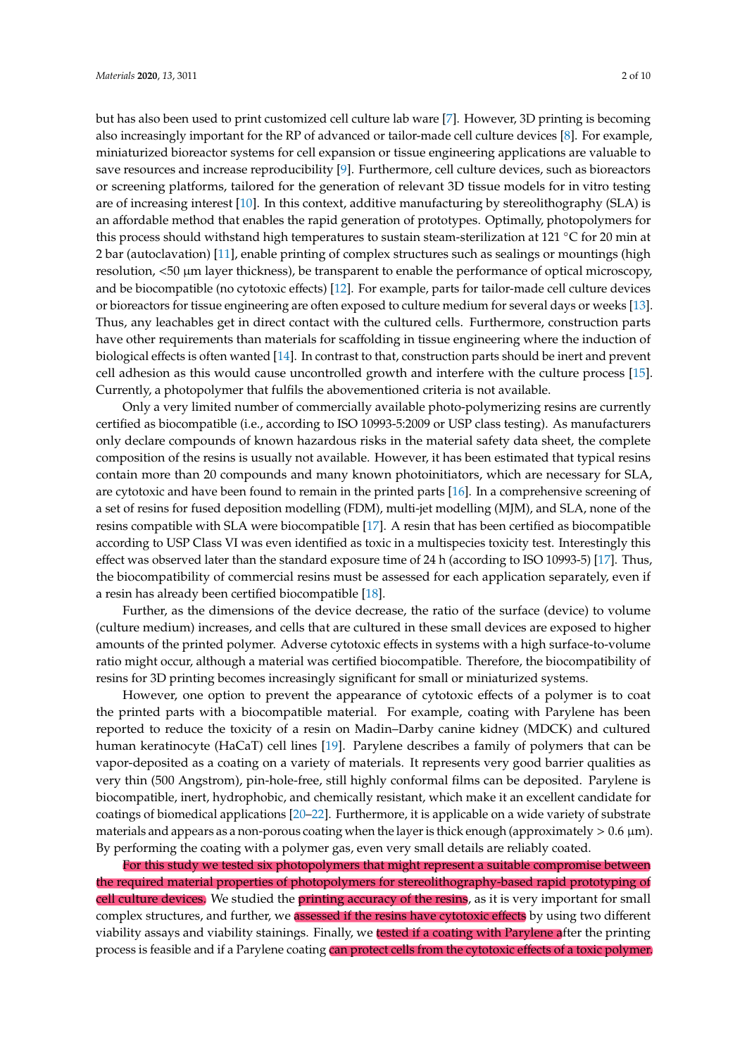but has also been used to print customized cell culture lab ware [7]. However, 3D printing is becoming also increasingly important for the RP of advanced or tailor-made cell culture devices [8]. For example, miniaturized bioreactor systems for cell expansion or tissue engineering applications are valuable to save resources and increase reproducibility [9]. Furthermore, cell culture devices, such as bioreactors or screening platforms, tailored for the generation of relevant 3D tissue models for in vitro testing are of increasing interest [10]. In this context, additive manufacturing by stereolithography (SLA) is an affordable method that enables the rapid generation of prototypes. Optimally, photopolymers for this process should withstand high temperatures to sustain steam-sterilization at 121 °C for 20 min at 2 bar (autoclavation) [11], enable printing of complex structures such as sealings or mountings (high resolution, <50 µm layer thickness), be transparent to enable the performance of optical microscopy, and be biocompatible (no cytotoxic effects) [12]. For example, parts for tailor-made cell culture devices or bioreactors for tissue engineering are often exposed to culture medium for several days or weeks [13]. Thus, any leachables get in direct contact with the cultured cells. Furthermore, construction parts have other requirements than materials for scaffolding in tissue engineering where the induction of biological effects is often wanted [14]. In contrast to that, construction parts should be inert and prevent cell adhesion as this would cause uncontrolled growth and interfere with the culture process [15]. Currently, a photopolymer that fulfils the abovementioned criteria is not available.

Only a very limited number of commercially available photo-polymerizing resins are currently certified as biocompatible (i.e., according to ISO 10993-5:2009 or USP class testing). As manufacturers only declare compounds of known hazardous risks in the material safety data sheet, the complete composition of the resins is usually not available. However, it has been estimated that typical resins contain more than 20 compounds and many known photoinitiators, which are necessary for SLA, are cytotoxic and have been found to remain in the printed parts [16]. In a comprehensive screening of a set of resins for fused deposition modelling (FDM), multi-jet modelling (MJM), and SLA, none of the resins compatible with SLA were biocompatible [17]. A resin that has been certified as biocompatible according to USP Class VI was even identified as toxic in a multispecies toxicity test. Interestingly this effect was observed later than the standard exposure time of 24 h (according to ISO 10993-5) [17]. Thus, the biocompatibility of commercial resins must be assessed for each application separately, even if a resin has already been certified biocompatible [18].

Further, as the dimensions of the device decrease, the ratio of the surface (device) to volume (culture medium) increases, and cells that are cultured in these small devices are exposed to higher amounts of the printed polymer. Adverse cytotoxic effects in systems with a high surface-to-volume ratio might occur, although a material was certified biocompatible. Therefore, the biocompatibility of resins for 3D printing becomes increasingly significant for small or miniaturized systems.

However, one option to prevent the appearance of cytotoxic effects of a polymer is to coat the printed parts with a biocompatible material. For example, coating with Parylene has been reported to reduce the toxicity of a resin on Madin–Darby canine kidney (MDCK) and cultured human keratinocyte (HaCaT) cell lines [19]. Parylene describes a family of polymers that can be vapor-deposited as a coating on a variety of materials. It represents very good barrier qualities as very thin (500 Angstrom), pin-hole-free, still highly conformal films can be deposited. Parylene is biocompatible, inert, hydrophobic, and chemically resistant, which make it an excellent candidate for coatings of biomedical applications [20–22]. Furthermore, it is applicable on a wide variety of substrate materials and appears as a non-porous coating when the layer is thick enough (approximately > 0.6 µm). By performing the coating with a polymer gas, even very small details are reliably coated.

For this study we tested six photopolymers that might represent a suitable compromise between the required material properties of photopolymers for stereolithography-based rapid prototyping of cell culture devices. We studied the printing accuracy of the resins, as it is very important for small complex structures, and further, we assessed if the resins have cytotoxic effects by using two different viability assays and viability stainings. Finally, we tested if a coating with Parylene after the printing process is feasible and if a Parylene coating can protect cells from the cytotoxic effects of a toxic polymer.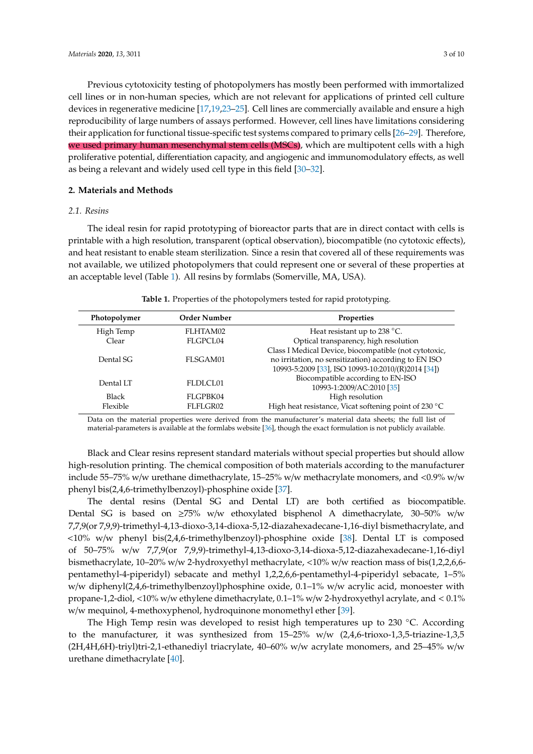Previous cytotoxicity testing of photopolymers has mostly been performed with immortalized cell lines or in non-human species, which are not relevant for applications of printed cell culture devices in regenerative medicine [17,19,23–25]. Cell lines are commercially available and ensure a high reproducibility of large numbers of assays performed. However, cell lines have limitations considering their application for functional tissue-specific test systems compared to primary cells [26–29]. Therefore, we used primary human mesenchymal stem cells (MSCs), which are multipotent cells with a high proliferative potential, differentiation capacity, and angiogenic and immunomodulatory effects, as well as being a relevant and widely used cell type in this field [30–32].

## 2. Materials and Methods

### 2.1. Resins

The ideal resin for rapid prototyping of bioreactor parts that are in direct contact with cells is printable with a high resolution, transparent (optical observation), biocompatible (no cytotoxic effects), and heat resistant to enable steam sterilization. Since a resin that covered all of these requirements was not available, we utilized photopolymers that could represent one or several of these properties at an acceptable level (Table 1). All resins by formlabs (Somerville, MA, USA).

**Table 1.** Properties of the photopolymers tested for rapid prototyping.

| Photopolymer | Order Number | Properties |
|---|---|---|
| High Temp | FLHTAM02 | Heat resistant up to 238 °C. |
| Clear | FLGPCL04 | Optical transparency, high resolution |
| Dental SG | FLSGAM01 | Class I Medical Device, biocompatible (not cytotoxic, no irritation, no sensitization) according to EN ISO 10993-5:2009 [33], ISO 10993-10:2010/(R)2014 [34]) |
| Dental LT | FLDLCL01 | Biocompatible according to EN-ISO 10993-1:2009/AC:2010 [35] |
| Black | FLGPBK04 | High resolution |
| Flexible | FLFLGR02 | High heat resistance, Vicat softening point of 230 °C |

Data on the material properties were derived from the manufacturer's material data sheets; the full list of material-parameters is available at the formlabs website [36], though the exact formulation is not publicly available.

Black and Clear resins represent standard materials without special properties but should allow high-resolution printing. The chemical composition of both materials according to the manufacturer include 55–75% w/w urethane dimethacrylate, 15–25% w/w methacrylate monomers, and <0.9% w/w phenyl bis(2,4,6-trimethylbenzoyl)-phosphine oxide [37].

The dental resins (Dental SG and Dental LT) are both certified as biocompatible. Dental SG is based on ≥75% w/w ethoxylated bisphenol A dimethacrylate, 30–50% w/w 7,7,9(or 7,9,9)-trimethyl-4,13-dioxo-3,14-dioxa-5,12-diazahexadecane-1,16-diyl bismethacrylate, and <10% w/w phenyl bis(2,4,6-trimethylbenzoyl)-phosphine oxide [38]. Dental LT is composed of 50–75% w/w 7,7,9(or 7,9,9)-trimethyl-4,13-dioxo-3,14-dioxa-5,12-diazahexadecane-1,16-diyl bismethacrylate, 10–20% w/w 2-hydroxyethyl methacrylate, <10% w/w reaction mass of bis(1,2,2,6,6-pentamethyl-4-piperidyl) sebacate and methyl 1,2,2,6,6-pentamethyl-4-piperidyl sebacate, 1–5% w/w diphenyl(2,4,6-trimethylbenzoyl)phosphine oxide, 0.1–1% w/w acrylic acid, monoester with propane-1,2-diol, <10% w/w ethylene dimethacrylate, 0.1–1% w/w 2-hydroxyethyl acrylate, and < 0.1% w/w mequinol, 4-methoxyphenol, hydroquinone monomethyl ether [39].

The High Temp resin was developed to resist high temperatures up to 230 °C. According to the manufacturer, it was synthesized from 15–25% w/w (2,4,6-trioxo-1,3,5-triazine-1,3,5(2H,4H,6H)-triyl)tri-2,1-ethanediyl triacrylate, 40–60% w/w acrylate monomers, and 25–45% w/w urethane dimethacrylate [40].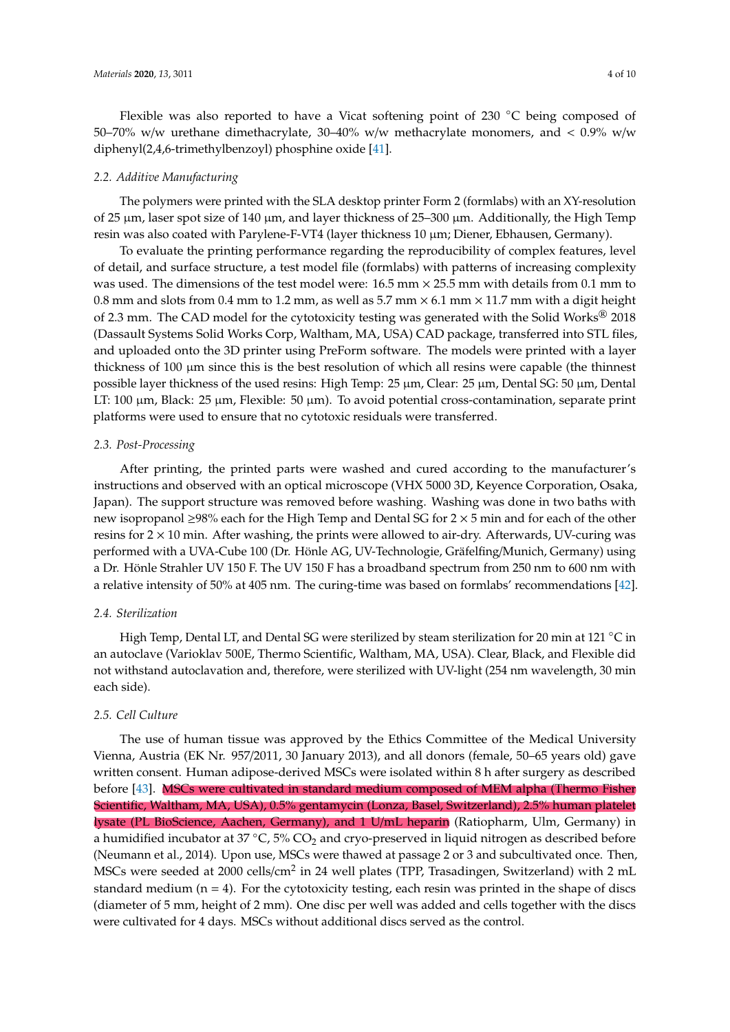Flexible was also reported to have a Vicat softening point of 230 °C being composed of 50–70% w/w urethane dimethacrylate, 30–40% w/w methacrylate monomers, and < 0.9% w/w diphenyl(2,4,6-trimethylbenzoyl) phosphine oxide [41].

### 2.2. Additive Manufacturing

The polymers were printed with the SLA desktop printer Form 2 (formlabs) with an XY-resolution of 25 µm, laser spot size of 140 µm, and layer thickness of 25–300 µm. Additionally, the High Temp resin was also coated with Parylene-F-VT4 (layer thickness 10 µm; Diener, Ebhausen, Germany).

To evaluate the printing performance regarding the reproducibility of complex features, level of detail, and surface structure, a test model file (formlabs) with patterns of increasing complexity was used. The dimensions of the test model were: 16.5 mm × 25.5 mm with details from 0.1 mm to 0.8 mm and slots from 0.4 mm to 1.2 mm, as well as 5.7 mm × 6.1 mm × 11.7 mm with a digit height of 2.3 mm. The CAD model for the cytotoxicity testing was generated with the Solid Works® 2018 (Dassault Systems Solid Works Corp, Waltham, MA, USA) CAD package, transferred into STL files, and uploaded onto the 3D printer using PreForm software. The models were printed with a layer thickness of 100 µm since this is the best resolution of which all resins were capable (the thinnest possible layer thickness of the used resins: High Temp: 25 µm, Clear: 25 µm, Dental SG: 50 µm, Dental LT: 100 µm, Black: 25 µm, Flexible: 50 µm). To avoid potential cross-contamination, separate print platforms were used to ensure that no cytotoxic residuals were transferred.

### 2.3. Post-Processing

After printing, the printed parts were washed and cured according to the manufacturer's instructions and observed with an optical microscope (VHX 5000 3D, Keyence Corporation, Osaka, Japan). The support structure was removed before washing. Washing was done in two baths with new isopropanol ≥98% each for the High Temp and Dental SG for 2 × 5 min and for each of the other resins for 2 × 10 min. After washing, the prints were allowed to air-dry. Afterwards, UV-curing was performed with a UVA-Cube 100 (Dr. Hönle AG, UV-Technologie, Gräfelfing/Munich, Germany) using a Dr. Hönle Strahler UV 150 F. The UV 150 F has a broadband spectrum from 250 nm to 600 nm with a relative intensity of 50% at 405 nm. The curing-time was based on formlabs' recommendations [42].

### 2.4. Sterilization

High Temp, Dental LT, and Dental SG were sterilized by steam sterilization for 20 min at 121 °C in an autoclave (Varioklav 500E, Thermo Scientific, Waltham, MA, USA). Clear, Black, and Flexible did not withstand autoclavation and, therefore, were sterilized with UV-light (254 nm wavelength, 30 min each side).

### 2.5. Cell Culture

The use of human tissue was approved by the Ethics Committee of the Medical University Vienna, Austria (EK Nr. 957/2011, 30 January 2013), and all donors (female, 50–65 years old) gave written consent. Human adipose-derived MSCs were isolated within 8 h after surgery as described before [43]. MSCs were cultivated in standard medium composed of MEM alpha (Thermo Fisher Scientific, Waltham, MA, USA), 0.5% gentamycin (Lonza, Basel, Switzerland), 2.5% human platelet lysate (PL BioScience, Aachen, Germany), and 1 U/mL heparin (Ratiopharm, Ulm, Germany) in a humidified incubator at 37 °C, 5% $CO_2$ and cryo-preserved in liquid nitrogen as described before (Neumann et al., 2014). Upon use, MSCs were thawed at passage 2 or 3 and subcultivated once. Then, MSCs were seeded at 2000 cells/cm$^2$ in 24 well plates (TPP, Trasadingen, Switzerland) with 2 mL standard medium (n = 4). For the cytotoxicity testing, each resin was printed in the shape of discs (diameter of 5 mm, height of 2 mm). One disc per well was added and cells together with the discs were cultivated for 4 days. MSCs without additional discs served as the control.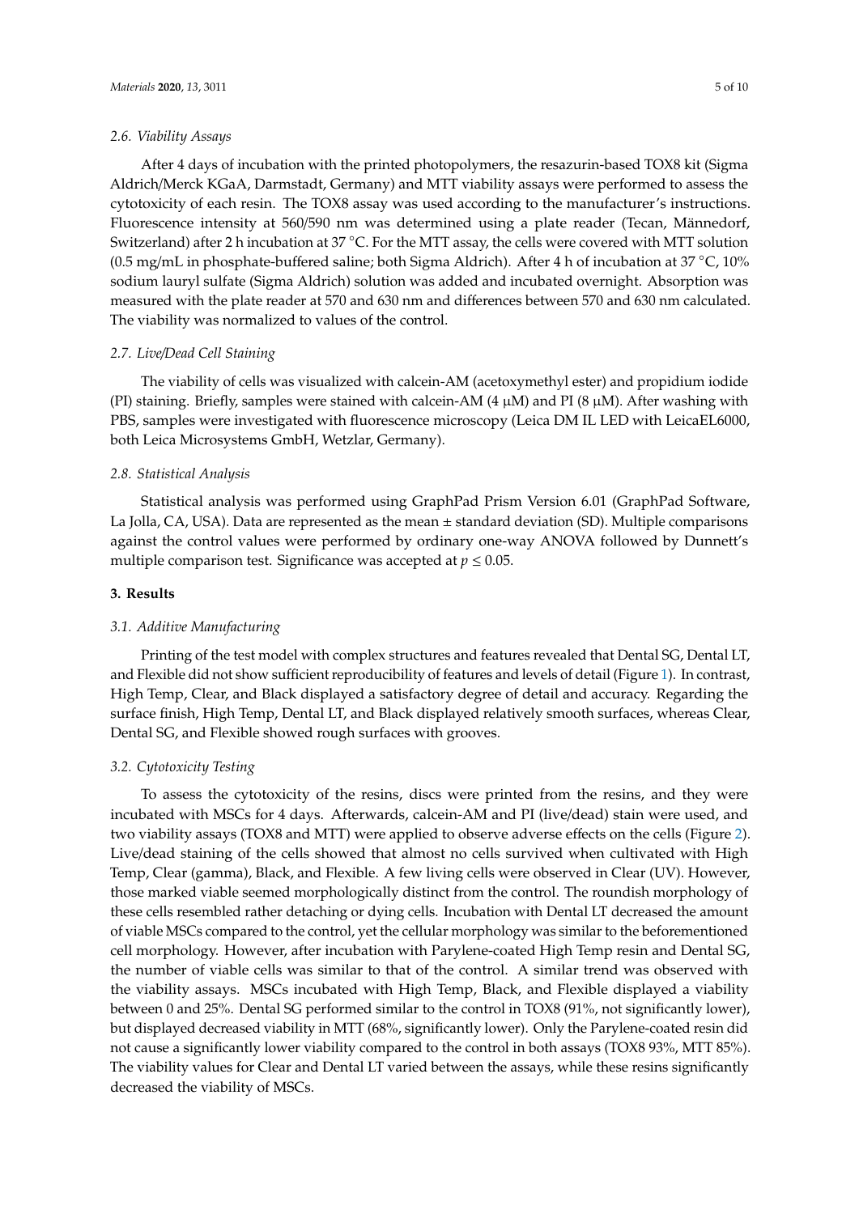### 2.6. Viability Assays

After 4 days of incubation with the printed photopolymers, the resazurin-based TOX8 kit (Sigma Aldrich/Merck KGaA, Darmstadt, Germany) and MTT viability assays were performed to assess the cytotoxicity of each resin. The TOX8 assay was used according to the manufacturer's instructions. Fluorescence intensity at 560/590 nm was determined using a plate reader (Tecan, Männedorf, Switzerland) after 2 h incubation at 37 °C. For the MTT assay, the cells were covered with MTT solution (0.5 mg/mL in phosphate-buffered saline; both Sigma Aldrich). After 4 h of incubation at 37 °C, 10% sodium lauryl sulfate (Sigma Aldrich) solution was added and incubated overnight. Absorption was measured with the plate reader at 570 and 630 nm and differences between 570 and 630 nm calculated. The viability was normalized to values of the control.

### 2.7. Live/Dead Cell Staining

The viability of cells was visualized with calcein-AM (acetoxymethyl ester) and propidium iodide (PI) staining. Briefly, samples were stained with calcein-AM (4 µM) and PI (8 µM). After washing with PBS, samples were investigated with fluorescence microscopy (Leica DM IL LED with LeicaEL6000, both Leica Microsystems GmbH, Wetzlar, Germany).

### 2.8. Statistical Analysis

Statistical analysis was performed using GraphPad Prism Version 6.01 (GraphPad Software, La Jolla, CA, USA). Data are represented as the mean ± standard deviation (SD). Multiple comparisons against the control values were performed by ordinary one-way ANOVA followed by Dunnett's multiple comparison test. Significance was accepted at $p \leq 0.05$.

## 3. Results

### 3.1. Additive Manufacturing

Printing of the test model with complex structures and features revealed that Dental SG, Dental LT, and Flexible did not show sufficient reproducibility of features and levels of detail (Figure 1). In contrast, High Temp, Clear, and Black displayed a satisfactory degree of detail and accuracy. Regarding the surface finish, High Temp, Dental LT, and Black displayed relatively smooth surfaces, whereas Clear, Dental SG, and Flexible showed rough surfaces with grooves.

### 3.2. Cytotoxicity Testing

To assess the cytotoxicity of the resins, discs were printed from the resins, and they were incubated with MSCs for 4 days. Afterwards, calcein-AM and PI (live/dead) stain were used, and two viability assays (TOX8 and MTT) were applied to observe adverse effects on the cells (Figure 2). Live/dead staining of the cells showed that almost no cells survived when cultivated with High Temp, Clear (gamma), Black, and Flexible. A few living cells were observed in Clear (UV). However, those marked viable seemed morphologically distinct from the control. The roundish morphology of these cells resembled rather detaching or dying cells. Incubation with Dental LT decreased the amount of viable MSCs compared to the control, yet the cellular morphology was similar to the beforementioned cell morphology. However, after incubation with Parylene-coated High Temp resin and Dental SG, the number of viable cells was similar to that of the control. A similar trend was observed with the viability assays. MSCs incubated with High Temp, Black, and Flexible displayed a viability between 0 and 25%. Dental SG performed similar to the control in TOX8 (91%, not significantly lower), but displayed decreased viability in MTT (68%, significantly lower). Only the Parylene-coated resin did not cause a significantly lower viability compared to the control in both assays (TOX8 93%, MTT 85%). The viability values for Clear and Dental LT varied between the assays, while these resins significantly decreased the viability of MSCs.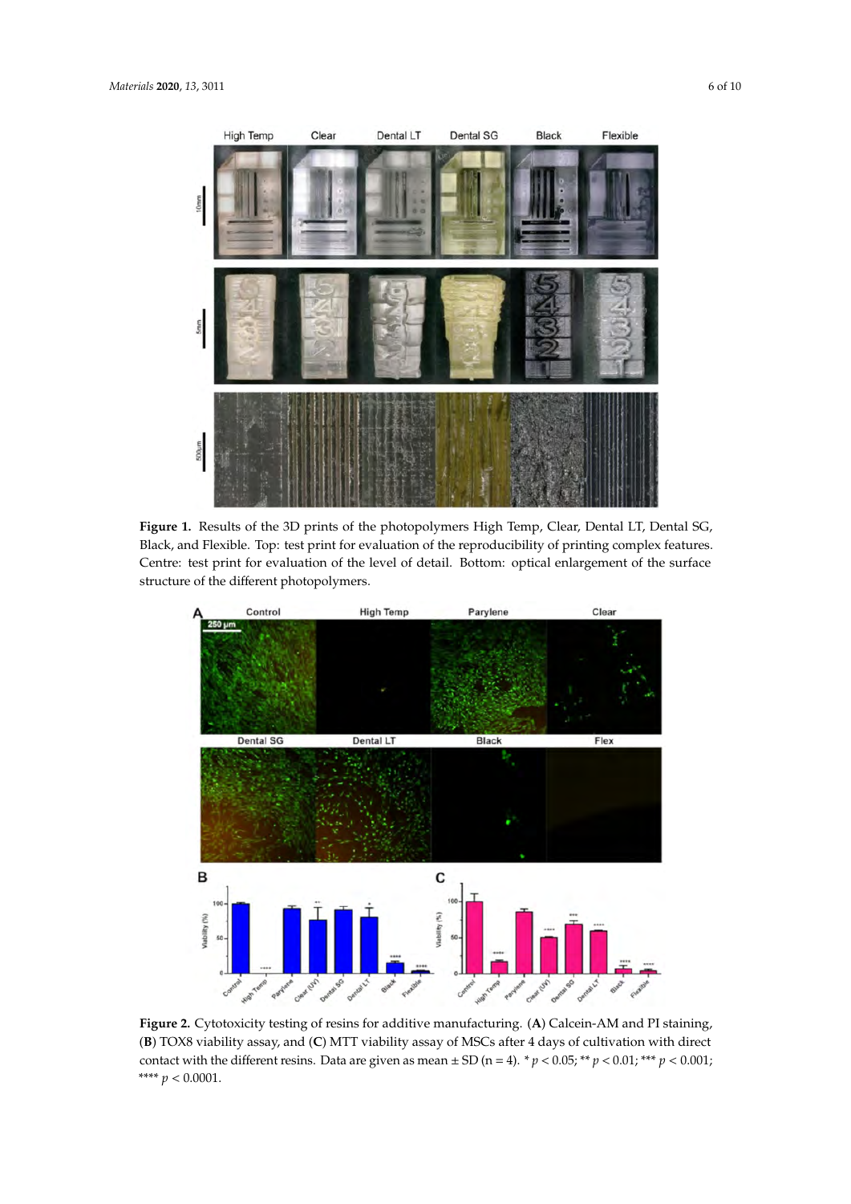**Figure 1.** Results of the 3D prints of the photopolymers High Temp, Clear, Dental LT, Dental SG, Black, and Flexible. Top: test print for evaluation of the reproducibility of printing complex features. Centre: test print for evaluation of the level of detail. Bottom: optical enlargement of the surface structure of the different photopolymers.

**Figure 2.** Cytotoxicity testing of resins for additive manufacturing. (**A**) Calcein-AM and PI staining, (**B**) TOX8 viability assay, and (**C**) MTT viability assay of MSCs after 4 days of cultivation with direct contact with the different resins. Data are given as mean ± SD (n = 4). * $p < 0.05$; ** $p < 0.01$; *** $p < 0.001$; **** $p < 0.0001$.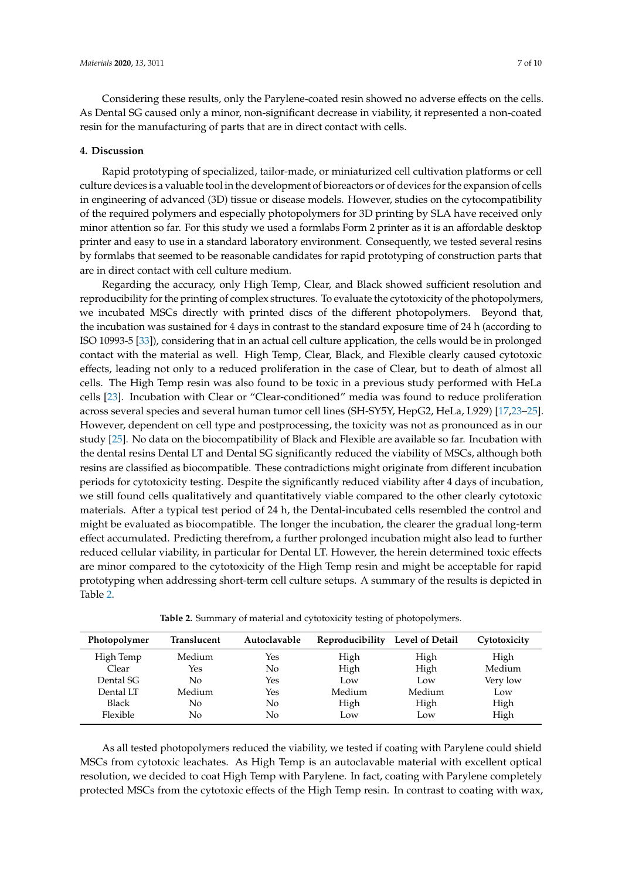Considering these results, only the Parylene-coated resin showed no adverse effects on the cells. As Dental SG caused only a minor, non-significant decrease in viability, it represented a non-coated resin for the manufacturing of parts that are in direct contact with cells.

## 4. Discussion

Rapid prototyping of specialized, tailor-made, or miniaturized cell cultivation platforms or cell culture devices is a valuable tool in the development of bioreactors or of devices for the expansion of cells in engineering of advanced (3D) tissue or disease models. However, studies on the cytocompatibility of the required polymers and especially photopolymers for 3D printing by SLA have received only minor attention so far. For this study we used a formlabs Form 2 printer as it is an affordable desktop printer and easy to use in a standard laboratory environment. Consequently, we tested several resins by formlabs that seemed to be reasonable candidates for rapid prototyping of construction parts that are in direct contact with cell culture medium.

Regarding the accuracy, only High Temp, Clear, and Black showed sufficient resolution and reproducibility for the printing of complex structures. To evaluate the cytotoxicity of the photopolymers, we incubated MSCs directly with printed discs of the different photopolymers. Beyond that, the incubation was sustained for 4 days in contrast to the standard exposure time of 24 h (according to ISO 10993-5 [33]), considering that in an actual cell culture application, the cells would be in prolonged contact with the material as well. High Temp, Clear, Black, and Flexible clearly caused cytotoxic effects, leading not only to a reduced proliferation in the case of Clear, but to death of almost all cells. The High Temp resin was also found to be toxic in a previous study performed with HeLa cells [23]. Incubation with Clear or "Clear-conditioned" media was found to reduce proliferation across several species and several human tumor cell lines (SH-SY5Y, HepG2, HeLa, L929) [17,23–25]. However, dependent on cell type and postprocessing, the toxicity was not as pronounced as in our study [25]. No data on the biocompatibility of Black and Flexible are available so far. Incubation with the dental resins Dental LT and Dental SG significantly reduced the viability of MSCs, although both resins are classified as biocompatible. These contradictions might originate from different incubation periods for cytotoxicity testing. Despite the significantly reduced viability after 4 days of incubation, we still found cells qualitatively and quantitatively viable compared to the other clearly cytotoxic materials. After a typical test period of 24 h, the Dental-incubated cells resembled the control and might be evaluated as biocompatible. The longer the incubation, the clearer the gradual long-term effect accumulated. Predicting therefrom, a further prolonged incubation might also lead to further reduced cellular viability, in particular for Dental LT. However, the herein determined toxic effects are minor compared to the cytotoxicity of the High Temp resin and might be acceptable for rapid prototyping when addressing short-term cell culture setups. A summary of the results is depicted in Table 2.

**Table 2.** Summary of material and cytotoxicity testing of photopolymers.

| Photopolymer | Translucent | Autoclavable | Reproducibility | Level of Detail | Cytotoxicity |
|---|---|---|---|---|---|
| High Temp | Medium | Yes | High | High | High |
| Clear | Yes | No | High | High | Medium |
| Dental SG | No | Yes | Low | Low | Very low |
| Dental LT | Medium | Yes | Medium | Medium | Low |
| Black | No | No | High | High | High |
| Flexible | No | No | Low | Low | High |

As all tested photopolymers reduced the viability, we tested if coating with Parylene could shield MSCs from cytotoxic leachates. As High Temp is an autoclavable material with excellent optical resolution, we decided to coat High Temp with Parylene. In fact, coating with Parylene completely protected MSCs from the cytotoxic effects of the High Temp resin. In contrast to coating with wax,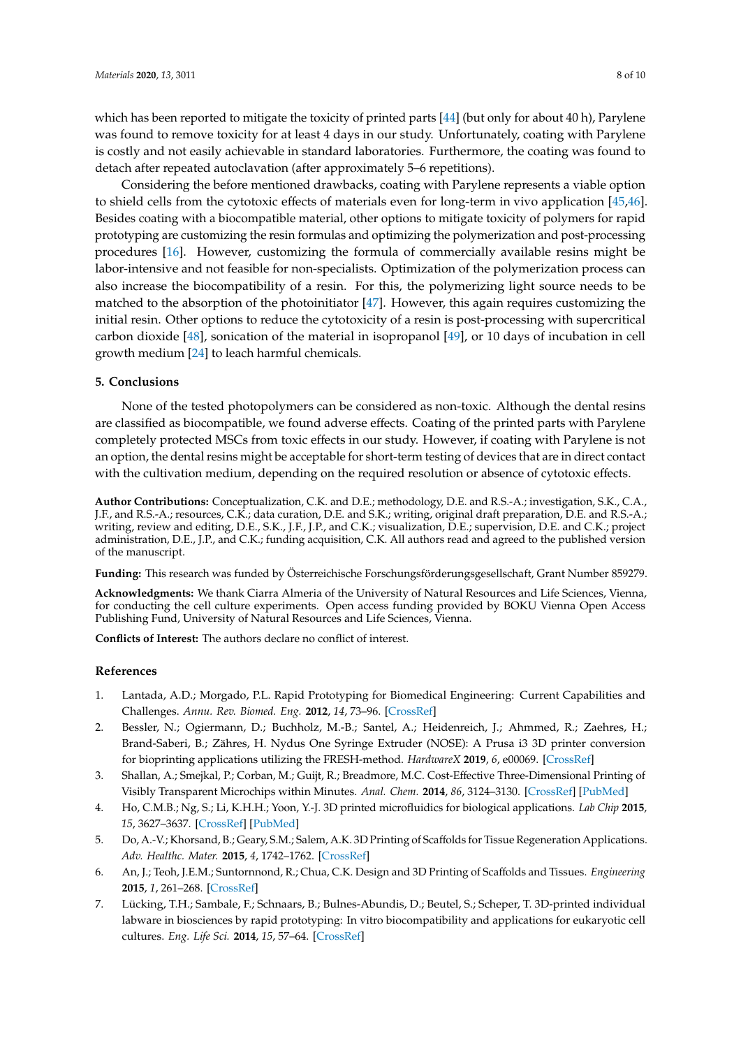which has been reported to mitigate the toxicity of printed parts [44] (but only for about 40 h), Parylene was found to remove toxicity for at least 4 days in our study. Unfortunately, coating with Parylene is costly and not easily achievable in standard laboratories. Furthermore, the coating was found to detach after repeated autoclavation (after approximately 5–6 repetitions).

Considering the before mentioned drawbacks, coating with Parylene represents a viable option to shield cells from the cytotoxic effects of materials even for long-term in vivo application [45,46]. Besides coating with a biocompatible material, other options to mitigate toxicity of polymers for rapid prototyping are customizing the resin formulas and optimizing the polymerization and post-processing procedures [16]. However, customizing the formula of commercially available resins might be labor-intensive and not feasible for non-specialists. Optimization of the polymerization process can also increase the biocompatibility of a resin. For this, the polymerizing light source needs to be matched to the absorption of the photoinitiator [47]. However, this again requires customizing the initial resin. Other options to reduce the cytotoxicity of a resin is post-processing with supercritical carbon dioxide [48], sonication of the material in isopropanol [49], or 10 days of incubation in cell growth medium [24] to leach harmful chemicals.

## 5. Conclusions

None of the tested photopolymers can be considered as non-toxic. Although the dental resins are classified as biocompatible, we found adverse effects. Coating of the printed parts with Parylene completely protected MSCs from toxic effects in our study. However, if coating with Parylene is not an option, the dental resins might be acceptable for short-term testing of devices that are in direct contact with the cultivation medium, depending on the required resolution or absence of cytotoxic effects.

**Author Contributions:** Conceptualization, C.K. and D.E.; methodology, D.E. and R.S.-A.; investigation, S.K., C.A., J.F., and R.S.-A.; resources, C.K.; data curation, D.E. and S.K.; writing, original draft preparation, D.E. and R.S.-A.; writing, review and editing, D.E., S.K., J.F., J.P., and C.K.; visualization, D.E.; supervision, D.E. and C.K.; project administration, D.E., J.P., and C.K.; funding acquisition, C.K. All authors read and agreed to the published version of the manuscript.

**Funding:** This research was funded by Österreichische Forschungsförderungsgesellschaft, Grant Number 859279.

**Acknowledgments:** We thank Ciarra Almeria of the University of Natural Resources and Life Sciences, Vienna, for conducting the cell culture experiments. Open access funding provided by BOKU Vienna Open Access Publishing Fund, University of Natural Resources and Life Sciences, Vienna.

**Conflicts of Interest:** The authors declare no conflict of interest.

## References

1. Lantada, A.D.; Morgado, P.L. Rapid Prototyping for Biomedical Engineering: Current Capabilities and Challenges. *Annu. Rev. Biomed. Eng.* **2012**, *14*, 73–96. [CrossRef]
2. Bessler, N.; Ogiermann, D.; Buchholz, M.-B.; Santel, A.; Heidenreich, J.; Ahmmed, R.; Zaehres, H.; Brand-Saberi, B.; Zähres, H. Nydus One Syringe Extruder (NOSE): A Prusa i3 3D printer conversion for bioprinting applications utilizing the FRESH-method. *HardwareX* **2019**, *6*, e00069. [CrossRef]
3. Shallan, A.; Smejkal, P.; Corban, M.; Guijt, R.; Breadmore, M.C. Cost-Effective Three-Dimensional Printing of Visibly Transparent Microchips within Minutes. *Anal. Chem.* **2014**, *86*, 3124–3130. [CrossRef] [PubMed]
4. Ho, C.M.B.; Ng, S.; Li, K.H.H.; Yoon, Y.-J. 3D printed microfluidics for biological applications. *Lab Chip* **2015**, *15*, 3627–3637. [CrossRef] [PubMed]
5. Do, A.-V.; Khorsand, B.; Geary, S.M.; Salem, A.K. 3D Printing of Scaffolds for Tissue Regeneration Applications. *Adv. Healthc. Mater.* **2015**, *4*, 1742–1762. [CrossRef]
6. An, J.; Teoh, J.E.M.; Suntornnond, R.; Chua, C.K. Design and 3D Printing of Scaffolds and Tissues. *Engineering* **2015**, *1*, 261–268. [CrossRef]
7. Lücking, T.H.; Sambale, F.; Schnaars, B.; Bulnes-Abundis, D.; Beutel, S.; Scheper, T. 3D-printed individual labware in biosciences by rapid prototyping: In vitro biocompatibility and applications for eukaryotic cell cultures. *Eng. Life Sci.* **2014**, *15*, 57–64. [CrossRef]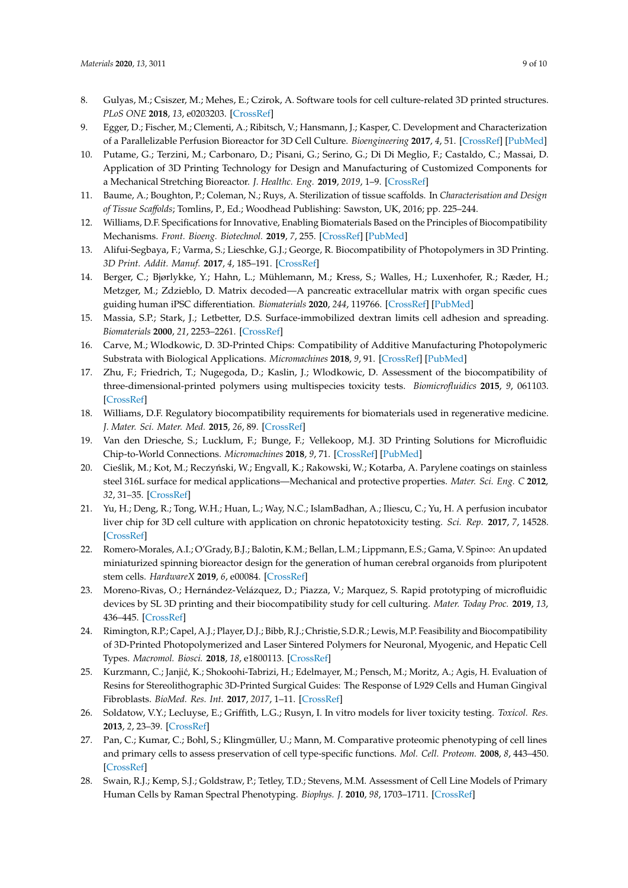8. Gulyas, M.; Csiszer, M.; Mehes, E.; Czirok, A. Software tools for cell culture-related 3D printed structures. *PLoS ONE* **2018**, *13*, e0203203. [CrossRef]
9. Egger, D.; Fischer, M.; Clementi, A.; Ribitsch, V.; Hansmann, J.; Kasper, C. Development and Characterization of a Parallelizable Perfusion Bioreactor for 3D Cell Culture. *Bioengineering* **2017**, *4*, 51. [CrossRef] [PubMed]
10. Putame, G.; Terzini, M.; Carbonaro, D.; Pisani, G.; Serino, G.; Di Di Meglio, F.; Castaldo, C.; Massai, D. Application of 3D Printing Technology for Design and Manufacturing of Customized Components for a Mechanical Stretching Bioreactor. *J. Healthc. Eng.* **2019**, *2019*, 1–9. [CrossRef]
11. Baume, A.; Boughton, P.; Coleman, N.; Ruys, A. Sterilization of tissue scaffolds. In *Characterisation and Design of Tissue Scaffolds*; Tomlins, P., Ed.; Woodhead Publishing: Sawston, UK, 2016; pp. 225–244.
12. Williams, D.F. Specifications for Innovative, Enabling Biomaterials Based on the Principles of Biocompatibility Mechanisms. *Front. Bioeng. Biotechnol.* **2019**, *7*, 255. [CrossRef] [PubMed]
13. Alifui-Segbaya, F.; Varma, S.; Lieschke, G.J.; George, R. Biocompatibility of Photopolymers in 3D Printing. *3D Print. Addit. Manuf.* **2017**, *4*, 185–191. [CrossRef]
14. Berger, C.; Bjørlykke, Y.; Hahn, L.; Mühlemann, M.; Kress, S.; Walles, H.; Luxenhofer, R.; Ræder, H.; Metzger, M.; Zdzieblo, D. Matrix decoded—A pancreatic extracellular matrix with organ specific cues guiding human iPSC differentiation. *Biomaterials* **2020**, *244*, 119766. [CrossRef] [PubMed]
15. Massia, S.P.; Stark, J.; Letbetter, D.S. Surface-immobilized dextran limits cell adhesion and spreading. *Biomaterials* **2000**, *21*, 2253–2261. [CrossRef]
16. Carve, M.; Wlodkowic, D. 3D-Printed Chips: Compatibility of Additive Manufacturing Photopolymeric Substrata with Biological Applications. *Micromachines* **2018**, *9*, 91. [CrossRef] [PubMed]
17. Zhu, F.; Friedrich, T.; Nugegoda, D.; Kaslin, J.; Wlodkowic, D. Assessment of the biocompatibility of three-dimensional-printed polymers using multispecies toxicity tests. *Biomicrofluidics* **2015**, *9*, 061103. [CrossRef]
18. Williams, D.F. Regulatory biocompatibility requirements for biomaterials used in regenerative medicine. *J. Mater. Sci. Mater. Med.* **2015**, *26*, 89. [CrossRef]
19. Van den Driesche, S.; Lucklum, F.; Bunge, F.; Vellekoop, M.J. 3D Printing Solutions for Microfluidic Chip-to-World Connections. *Micromachines* **2018**, *9*, 71. [CrossRef] [PubMed]
20. Cieślik, M.; Kot, M.; Reczyński, W.; Engvall, K.; Rakowski, W.; Kotarba, A. Parylene coatings on stainless steel 316L surface for medical applications—Mechanical and protective properties. *Mater. Sci. Eng. C* **2012**, *32*, 31–35. [CrossRef]
21. Yu, H.; Deng, R.; Tong, W.H.; Huan, L.; Way, N.C.; IslamBadhan, A.; Iliescu, C.; Yu, H. A perfusion incubator liver chip for 3D cell culture with application on chronic hepatotoxicity testing. *Sci. Rep.* **2017**, *7*, 14528. [CrossRef]
22. Romero-Morales, A.I.; O'Grady, B.J.; Balotin, K.M.; Bellan, L.M.; Lippmann, E.S.; Gama, V. Spin∞: An updated miniaturized spinning bioreactor design for the generation of human cerebral organoids from pluripotent stem cells. *HardwareX* **2019**, *6*, e00084. [CrossRef]
23. Moreno-Rivas, O.; Hernández-Velázquez, D.; Piazza, V.; Marquez, S. Rapid prototyping of microfluidic devices by SL 3D printing and their biocompatibility study for cell culturing. *Mater. Today Proc.* **2019**, *13*, 436–445. [CrossRef]
24. Rimington, R.P.; Capel, A.J.; Player, D.J.; Bibb, R.J.; Christie, S.D.R.; Lewis, M.P. Feasibility and Biocompatibility of 3D-Printed Photopolymerized and Laser Sintered Polymers for Neuronal, Myogenic, and Hepatic Cell Types. *Macromol. Biosci.* **2018**, *18*, e1800113. [CrossRef]
25. Kurzmann, C.; Janjić, K.; Shokoohi-Tabrizi, H.; Edelmayer, M.; Pensch, M.; Moritz, A.; Agis, H. Evaluation of Resins for Stereolithographic 3D-Printed Surgical Guides: The Response of L929 Cells and Human Gingival Fibroblasts. *BioMed. Res. Int.* **2017**, *2017*, 1–11. [CrossRef]
26. Soldatow, V.Y.; Lecluyse, E.; Griffith, L.G.; Rusyn, I. In vitro models for liver toxicity testing. *Toxicol. Res.* **2013**, *2*, 23–39. [CrossRef]
27. Pan, C.; Kumar, C.; Bohl, S.; Klingmüller, U.; Mann, M. Comparative proteomic phenotyping of cell lines and primary cells to assess preservation of cell type-specific functions. *Mol. Cell. Proteom.* **2008**, *8*, 443–450. [CrossRef]
28. Swain, R.J.; Kemp, S.J.; Goldstraw, P.; Tetley, T.D.; Stevens, M.M. Assessment of Cell Line Models of Primary Human Cells by Raman Spectral Phenotyping. *Biophys. J.* **2010**, *98*, 1703–1711. [CrossRef]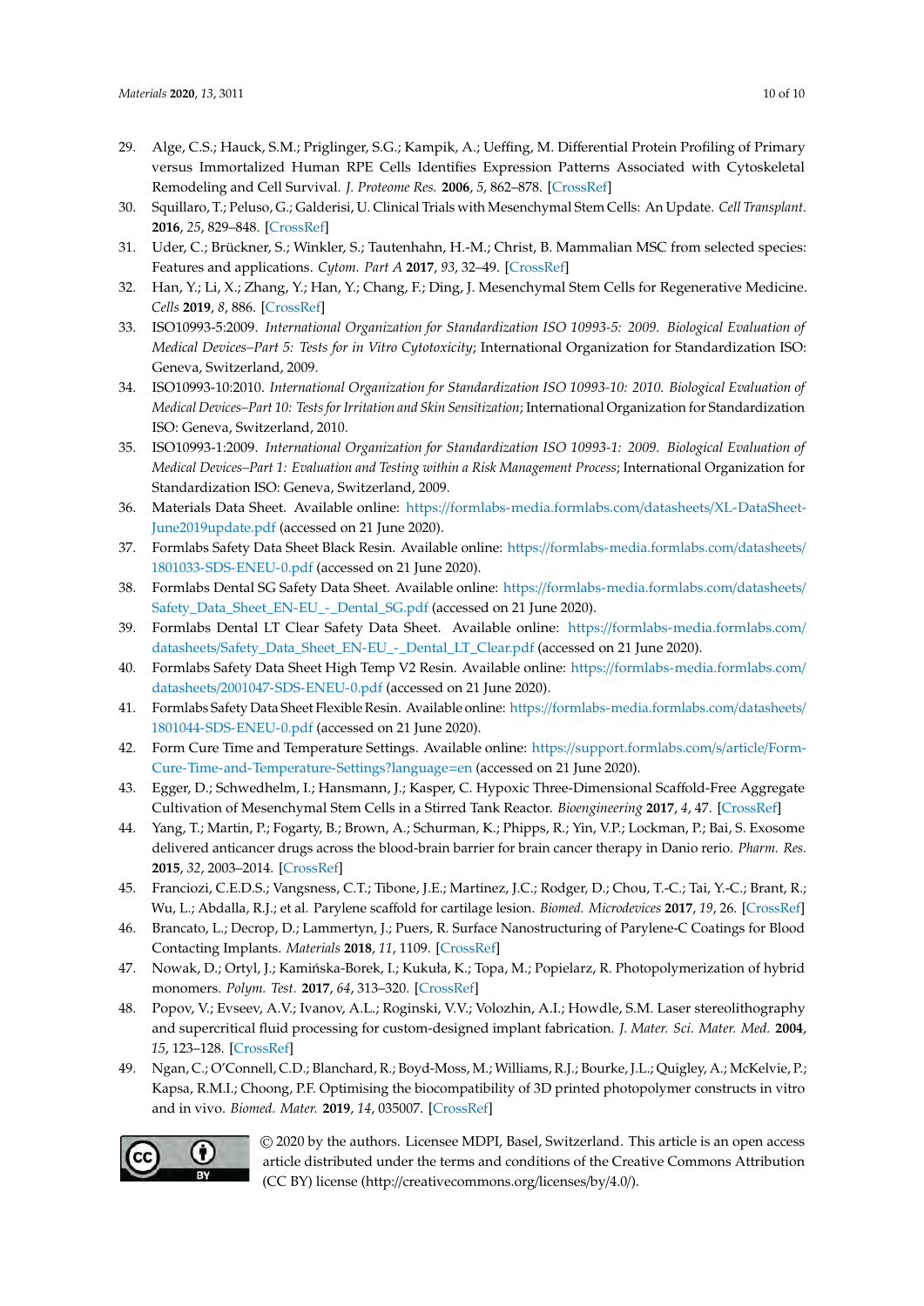29. Alge, C.S.; Hauck, S.M.; Priglinger, S.G.; Kampik, A.; Ueffing, M. Differential Protein Profiling of Primary versus Immortalized Human RPE Cells Identifies Expression Patterns Associated with Cytoskeletal Remodeling and Cell Survival. *J. Proteome Res.* **2006**, *5*, 862–878. [CrossRef]
30. Squillaro, T.; Peluso, G.; Galderisi, U. Clinical Trials with Mesenchymal Stem Cells: An Update. *Cell Transplant.* **2016**, *25*, 829–848. [CrossRef]
31. Uder, C.; Brückner, S.; Winkler, S.; Tautenhahn, H.-M.; Christ, B. Mammalian MSC from selected species: Features and applications. *Cytom. Part A* **2017**, *93*, 32–49. [CrossRef]
32. Han, Y.; Li, X.; Zhang, Y.; Han, Y.; Chang, F.; Ding, J. Mesenchymal Stem Cells for Regenerative Medicine. *Cells* **2019**, *8*, 886. [CrossRef]
33. ISO10993-5:2009. *International Organization for Standardization ISO 10993-5: 2009. Biological Evaluation of Medical Devices–Part 5: Tests for in Vitro Cytotoxicity*; International Organization for Standardization ISO: Geneva, Switzerland, 2009.
34. ISO10993-10:2010. *International Organization for Standardization ISO 10993-10: 2010. Biological Evaluation of Medical Devices–Part 10: Tests for Irritation and Skin Sensitization*; International Organization for Standardization ISO: Geneva, Switzerland, 2010.
35. ISO10993-1:2009. *International Organization for Standardization ISO 10993-1: 2009. Biological Evaluation of Medical Devices–Part 1: Evaluation and Testing within a Risk Management Process*; International Organization for Standardization ISO: Geneva, Switzerland, 2009.
36. Materials Data Sheet. Available online: https://formlabs-media.formlabs.com/datasheets/XL-DataSheet-June2019update.pdf (accessed on 21 June 2020).
37. Formlabs Safety Data Sheet Black Resin. Available online: https://formlabs-media.formlabs.com/datasheets/1801033-SDS-ENEU-0.pdf (accessed on 21 June 2020).
38. Formlabs Dental SG Safety Data Sheet. Available online: https://formlabs-media.formlabs.com/datasheets/Safety_Data_Sheet_EN-EU_-_Dental_SG.pdf (accessed on 21 June 2020).
39. Formlabs Dental LT Clear Safety Data Sheet. Available online: https://formlabs-media.formlabs.com/datasheets/Safety_Data_Sheet_EN-EU_-_Dental_LT_Clear.pdf (accessed on 21 June 2020).
40. Formlabs Safety Data Sheet High Temp V2 Resin. Available online: https://formlabs-media.formlabs.com/datasheets/2001047-SDS-ENEU-0.pdf (accessed on 21 June 2020).
41. Formlabs Safety Data Sheet Flexible Resin. Available online: https://formlabs-media.formlabs.com/datasheets/1801044-SDS-ENEU-0.pdf (accessed on 21 June 2020).
42. Form Cure Time and Temperature Settings. Available online: https://support.formlabs.com/s/article/Form-Cure-Time-and-Temperature-Settings?language=en (accessed on 21 June 2020).
43. Egger, D.; Schwedhelm, I.; Hansmann, J.; Kasper, C. Hypoxic Three-Dimensional Scaffold-Free Aggregate Cultivation of Mesenchymal Stem Cells in a Stirred Tank Reactor. *Bioengineering* **2017**, *4*, 47. [CrossRef]
44. Yang, T.; Martin, P.; Fogarty, B.; Brown, A.; Schurman, K.; Phipps, R.; Yin, V.P.; Lockman, P.; Bai, S. Exosome delivered anticancer drugs across the blood-brain barrier for brain cancer therapy in Danio rerio. *Pharm. Res.* **2015**, *32*, 2003–2014. [CrossRef]
45. Franciozi, C.E.D.S.; Vangsness, C.T.; Tibone, J.E.; Martinez, J.C.; Rodger, D.; Chou, T.-C.; Tai, Y.-C.; Brant, R.; Wu, L.; Abdalla, R.J.; et al. Parylene scaffold for cartilage lesion. *Biomed. Microdevices* **2017**, *19*, 26. [CrossRef]
46. Brancato, L.; Decrop, D.; Lammertyn, J.; Puers, R. Surface Nanostructuring of Parylene-C Coatings for Blood Contacting Implants. *Materials* **2018**, *11*, 1109. [CrossRef]
47. Nowak, D.; Ortyl, J.; Kamińska-Borek, I.; Kukuła, K.; Topa, M.; Popielarz, R. Photopolymerization of hybrid monomers. *Polym. Test.* **2017**, *64*, 313–320. [CrossRef]
48. Popov, V.; Evseev, A.V.; Ivanov, A.L.; Roginski, V.V.; Volozhin, A.I.; Howdle, S.M. Laser stereolithography and supercritical fluid processing for custom-designed implant fabrication. *J. Mater. Sci. Mater. Med.* **2004**, *15*, 123–128. [CrossRef]
49. Ngan, C.; O'Connell, C.D.; Blanchard, R.; Boyd-Moss, M.; Williams, R.J.; Bourke, J.L.; Quigley, A.; McKelvie, P.; Kapsa, R.M.I.; Choong, P.F. Optimising the biocompatibility of 3D printed photopolymer constructs in vitro and in vivo. *Biomed. Mater.* **2019**, *14*, 035007. [CrossRef]

© 2020 by the authors. Licensee MDPI, Basel, Switzerland. This article is an open access article distributed under the terms and conditions of the Creative Commons Attribution (CC BY) license (http://creativecommons.org/licenses/by/4.0/).